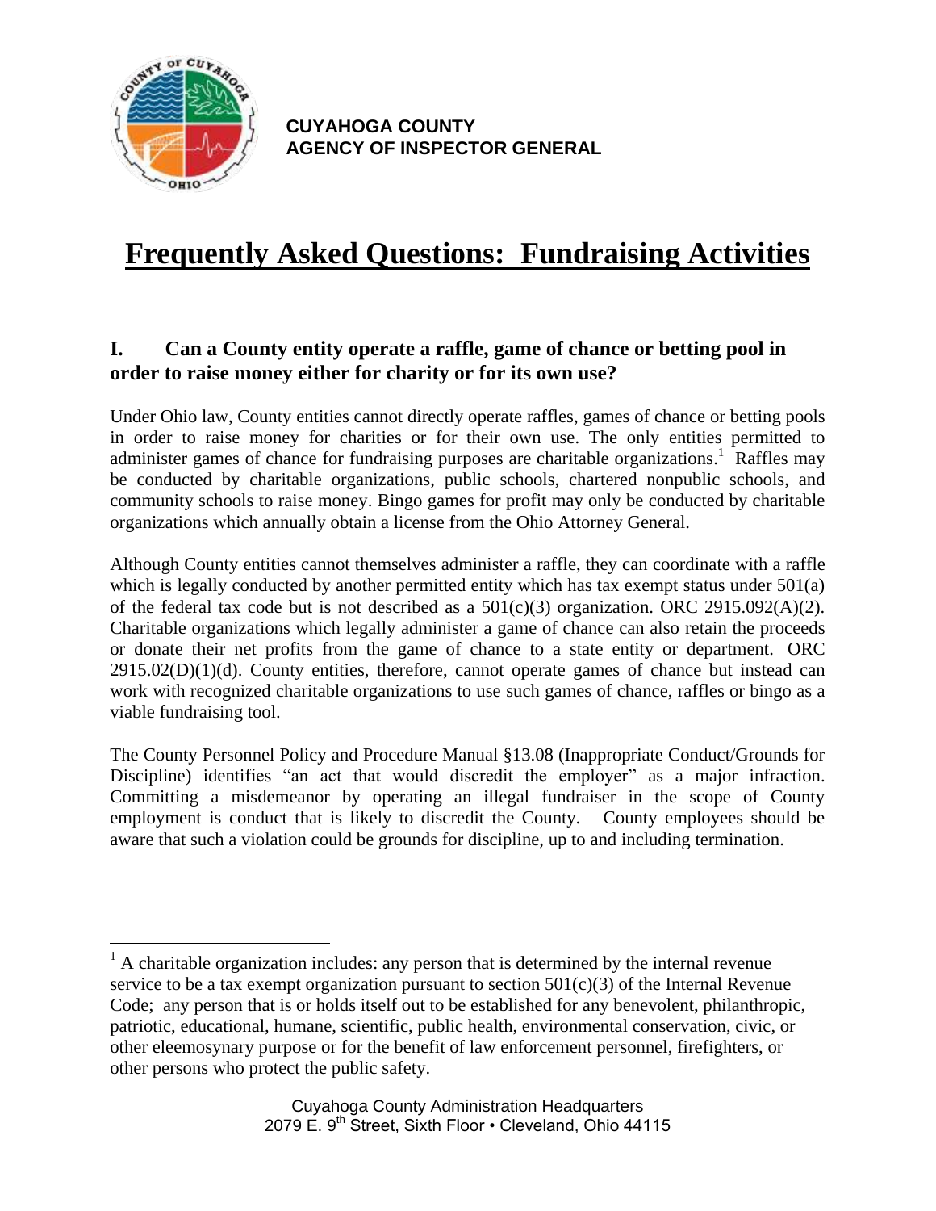**CUYAHOGA COUNTY**
**AGENCY OF INSPECTOR GENERAL**

# Frequently Asked Questions: Fundraising Activities

## I. Can a County entity operate a raffle, game of chance or betting pool in order to raise money either for charity or for its own use?

Under Ohio law, County entities cannot directly operate raffles, games of chance or betting pools in order to raise money for charities or for their own use. The only entities permitted to administer games of chance for fundraising purposes are charitable organizations.[1] Raffles may be conducted by charitable organizations, public schools, chartered nonpublic schools, and community schools to raise money. Bingo games for profit may only be conducted by charitable organizations which annually obtain a license from the Ohio Attorney General.

Although County entities cannot themselves administer a raffle, they can coordinate with a raffle which is legally conducted by another permitted entity which has tax exempt status under 501(a) of the federal tax code but is not described as a 501(c)(3) organization. ORC 2915.092(A)(2). Charitable organizations which legally administer a game of chance can also retain the proceeds or donate their net profits from the game of chance to a state entity or department. ORC 2915.02(D)(1)(d). County entities, therefore, cannot operate games of chance but instead can work with recognized charitable organizations to use such games of chance, raffles or bingo as a viable fundraising tool.

The County Personnel Policy and Procedure Manual §13.08 (Inappropriate Conduct/Grounds for Discipline) identifies "an act that would discredit the employer" as a major infraction. Committing a misdemeanor by operating an illegal fundraiser in the scope of County employment is conduct that is likely to discredit the County. County employees should be aware that such a violation could be grounds for discipline, up to and including termination.

---

[1] A charitable organization includes: any person that is determined by the internal revenue service to be a tax exempt organization pursuant to section 501(c)(3) of the Internal Revenue Code; any person that is or holds itself out to be established for any benevolent, philanthropic, patriotic, educational, humane, scientific, public health, environmental conservation, civic, or other eleemosynary purpose or for the benefit of law enforcement personnel, firefighters, or other persons who protect the public safety.

Cuyahoga County Administration Headquarters
2079 E. 9th Street, Sixth Floor • Cleveland, Ohio 44115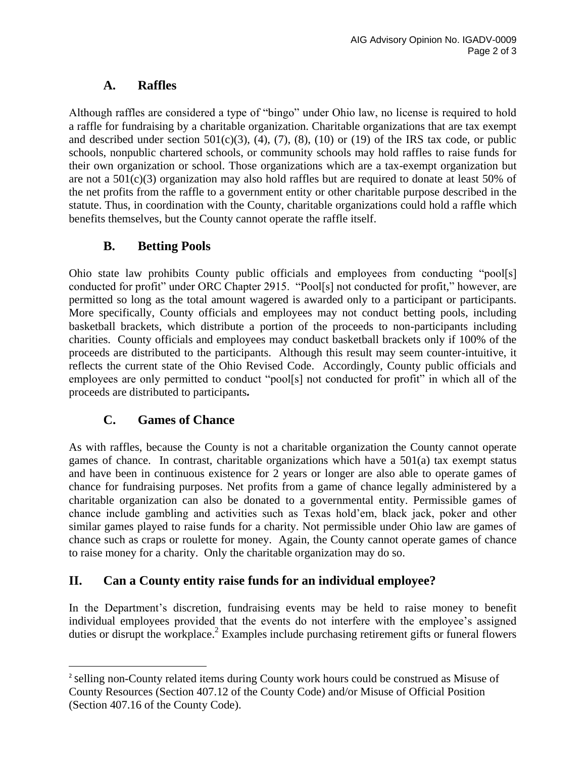### A. Raffles

Although raffles are considered a type of "bingo" under Ohio law, no license is required to hold a raffle for fundraising by a charitable organization. Charitable organizations that are tax exempt and described under section 501(c)(3), (4), (7), (8), (10) or (19) of the IRS tax code, or public schools, nonpublic chartered schools, or community schools may hold raffles to raise funds for their own organization or school. Those organizations which are a tax-exempt organization but are not a 501(c)(3) organization may also hold raffles but are required to donate at least 50% of the net profits from the raffle to a government entity or other charitable purpose described in the statute. Thus, in coordination with the County, charitable organizations could hold a raffle which benefits themselves, but the County cannot operate the raffle itself.

### B. Betting Pools

Ohio state law prohibits County public officials and employees from conducting "pool[s] conducted for profit" under ORC Chapter 2915. "Pool[s] not conducted for profit," however, are permitted so long as the total amount wagered is awarded only to a participant or participants. More specifically, County officials and employees may not conduct betting pools, including basketball brackets, which distribute a portion of the proceeds to non-participants including charities. County officials and employees may conduct basketball brackets only if 100% of the proceeds are distributed to the participants. Although this result may seem counter-intuitive, it reflects the current state of the Ohio Revised Code. Accordingly, County public officials and employees are only permitted to conduct "pool[s] not conducted for profit" in which all of the proceeds are distributed to participants.

### C. Games of Chance

As with raffles, because the County is not a charitable organization the County cannot operate games of chance. In contrast, charitable organizations which have a 501(a) tax exempt status and have been in continuous existence for 2 years or longer are also able to operate games of chance for fundraising purposes. Net profits from a game of chance legally administered by a charitable organization can also be donated to a governmental entity. Permissible games of chance include gambling and activities such as Texas hold'em, black jack, poker and other similar games played to raise funds for a charity. Not permissible under Ohio law are games of chance such as craps or roulette for money. Again, the County cannot operate games of chance to raise money for a charity. Only the charitable organization may do so.

## II. Can a County entity raise funds for an individual employee?

In the Department's discretion, fundraising events may be held to raise money to benefit individual employees provided that the events do not interfere with the employee's assigned duties or disrupt the workplace.[2] Examples include purchasing retirement gifts or funeral flowers

[2] selling non-County related items during County work hours could be construed as Misuse of County Resources (Section 407.12 of the County Code) and/or Misuse of Official Position (Section 407.16 of the County Code).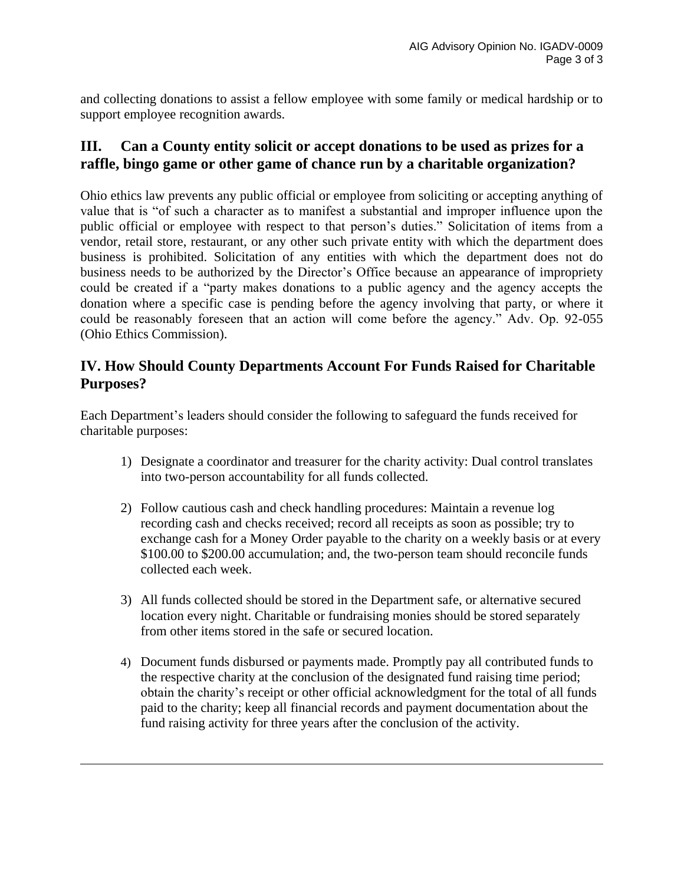and collecting donations to assist a fellow employee with some family or medical hardship or to support employee recognition awards.

## III. Can a County entity solicit or accept donations to be used as prizes for a raffle, bingo game or other game of chance run by a charitable organization?

Ohio ethics law prevents any public official or employee from soliciting or accepting anything of value that is "of such a character as to manifest a substantial and improper influence upon the public official or employee with respect to that person's duties." Solicitation of items from a vendor, retail store, restaurant, or any other such private entity with which the department does business is prohibited. Solicitation of any entities with which the department does not do business needs to be authorized by the Director's Office because an appearance of impropriety could be created if a "party makes donations to a public agency and the agency accepts the donation where a specific case is pending before the agency involving that party, or where it could be reasonably foreseen that an action will come before the agency." Adv. Op. 92-055 (Ohio Ethics Commission).

## IV. How Should County Departments Account For Funds Raised for Charitable Purposes?

Each Department's leaders should consider the following to safeguard the funds received for charitable purposes:

1) Designate a coordinator and treasurer for the charity activity: Dual control translates into two-person accountability for all funds collected.

2) Follow cautious cash and check handling procedures: Maintain a revenue log recording cash and checks received; record all receipts as soon as possible; try to exchange cash for a Money Order payable to the charity on a weekly basis or at every $100.00 to $200.00 accumulation; and, the two-person team should reconcile funds collected each week.

3) All funds collected should be stored in the Department safe, or alternative secured location every night. Charitable or fundraising monies should be stored separately from other items stored in the safe or secured location.

4) Document funds disbursed or payments made. Promptly pay all contributed funds to the respective charity at the conclusion of the designated fund raising time period; obtain the charity's receipt or other official acknowledgment for the total of all funds paid to the charity; keep all financial records and payment documentation about the fund raising activity for three years after the conclusion of the activity.